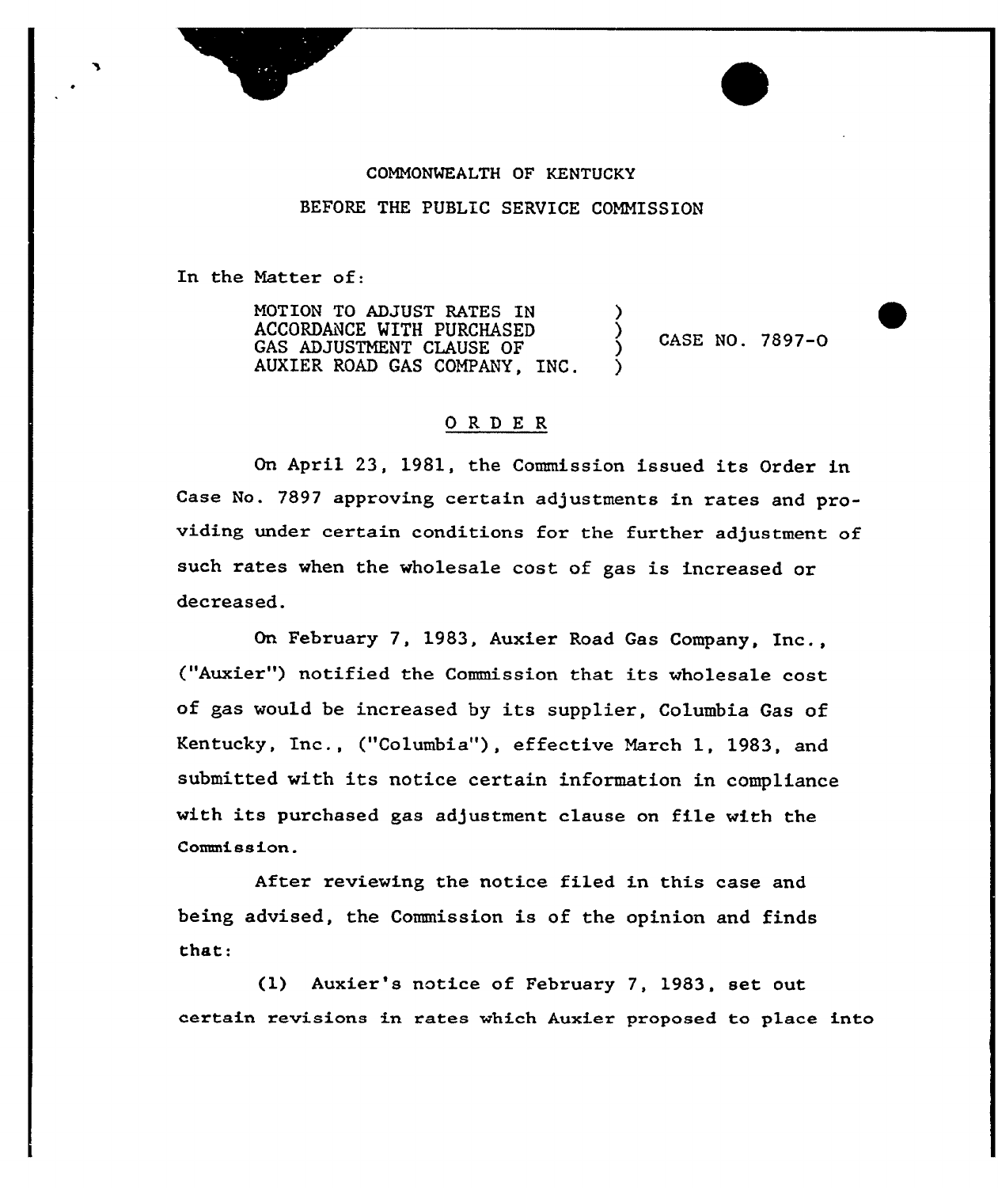COMMONWEALTH OF KENTUCKY

BEFORE THE PUBLIC SERVICE COMMISSION

In the Matter of:

MOTION TO ADJUST RATES IN ACCORDANCE WITH PURCHASED GAS ADJUSTMENT CLAUSE OF AUXIER ROAD GAS COMPANY, INC. ) CASE NO. 7897-O

## O R D E R

On April 23, 1981, the Commission issued its Order in Case No. 7897 approving certain adjustments in rates and providing under certain conditions for the further adjustment of such rates when the wholesale cost of gas is increased or decreased.

On February 7, 1983, Auxier Road Gas Company, Inc., ("Auxier") notified the Commission that its wholesale cost of gas would be increased by its supplier, Columbia Gas of Kentucky, Inc., ("Columbia"), effective March 1, 1983, and submitted with its notice certain information in compliance with its purchased gas adjustment clause on file with the Commission.

After reviewing the notice filed in this case and being advised, the Commission is of the opinion and finds that:

(1) Auxier's notice of February 7, 1983, set out certain revisions in rates which Auxier proposed to place into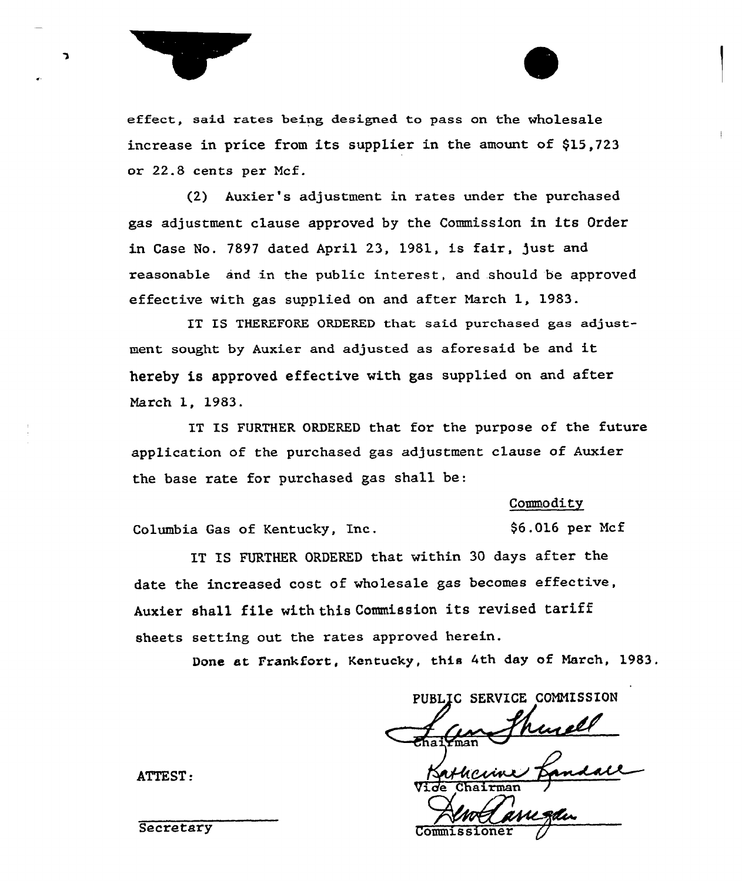effect, said rates being designed to pass on the wholesale increase in price from its supplier in the amount of $15,723 or 22.8 cents per Mcf.

(2) Auxier's adjustment in rates under the purchased gas adjustment clause approved by the Commission in its Order in Case No. 7897 dated April 23, 1981, is fair, just and reasonable and in the public interest, and should be approved effective with gas supplied on and after March 1, 1983.

IT IS THEREFORE ORDERED that said purchased gas adjustment sought by Auxier and adjusted as aforesaid be and it hereby is approved effective with gas supplied on and after March 1, 1983.

IT IS FURTHER ORDERED that for the purpose of the future application of the purchased gas adjustment clause of Auxier the base rate for purchased gas shall be:

| | Commodity |
|---|---|
| Columbia Gas of Kentucky, Inc. | $6.016 per Mcf |

IT IS FURTHER ORDERED that within 30 days after the date the increased cost of wholesale gas becomes effective, Auxier shall file with this Commission its revised tariff sheets setting out the rates approved herein.

Done at Frankfort, Kentucky, this 4th day of March, 1983.

PUBLIC SERVICE COMMISSION

Chairman

Vice Chairman

Commissioner

ATTEST:

Secretary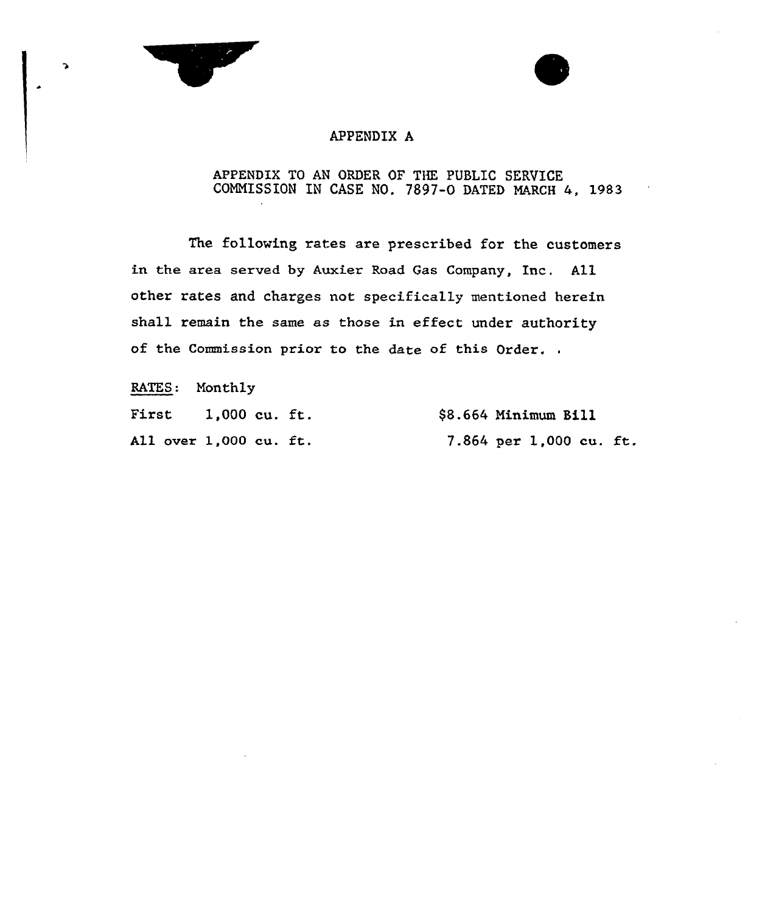# APPENDIX A

APPENDIX TO AN ORDER OF THE PUBLIC SERVICE COMMISSION IN CASE NO. 7897-O DATED MARCH 4, 1983

The following rates are prescribed for the customers in the area served by Auxier Road Gas Company, Inc. All other rates and charges not specifically mentioned herein shall remain the same as those in effect under authority of the Commission prior to the date of this Order.

RATES: Monthly

| | |
|---|---|
| First 1,000 cu. ft. | $8.664 Minimum Bill |
| All over 1,000 cu. ft. | 7.864 per 1,000 cu. ft. |